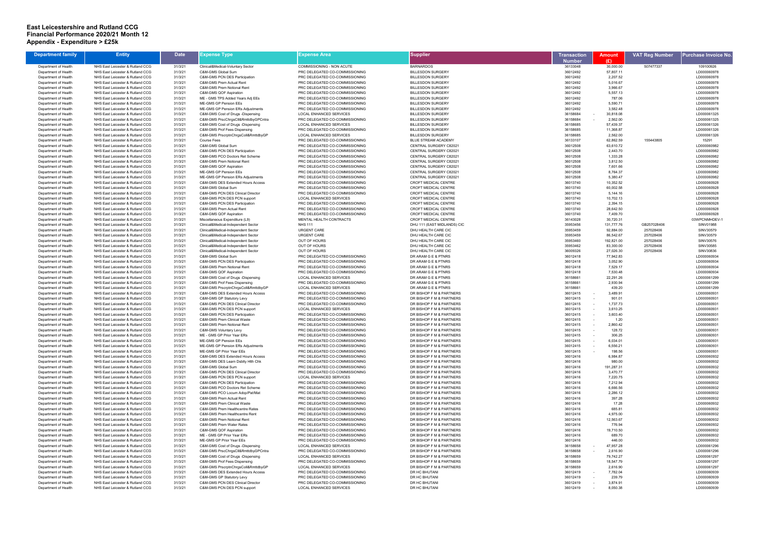# East Leicestershire and Rutland CCG
## Financial Performance 2020/21 Month 12
## Appendix - Expenditure > £25k

| Department family | Entity | Date | Expense Type | Expense Area | Supplier | Transaction Number | Amount (£) | VAT Reg Number | Purchase Invoice No. |
|---|---|---|---|---|---|---|---|---|---|
| Department of Health | NHS East Leicester & Rutland CCG | 31/3/21 | Clinical&Medical-Voluntary Sector | COMMISSIONING - NON ACUTE | BARNARDOS | 36133048 | 30,000.00 | 507477337 | 109100926 |
| Department of Health | NHS East Leicester & Rutland CCG | 31/3/21 | C&M-GMS Global Sum | PRC DELEGATED CO-COMMISSIONING | BILLESDON SURGERY | 36012492 | 57,807.11 | | LD000060978 |
| Department of Health | NHS East Leicester & Rutland CCG | 31/3/21 | C&M-GMS PCN DES Participation | PRC DELEGATED CO-COMMISSIONING | BILLESDON SURGERY | 36012492 | 2,207.52 | | LD000060978 |
| Department of Health | NHS East Leicester & Rutland CCG | 31/3/21 | C&M-GMS Prem Actual Rent | PRC DELEGATED CO-COMMISSIONING | BILLESDON SURGERY | 36012492 | 5,016.67 | | LD000060978 |
| Department of Health | NHS East Leicester & Rutland CCG | 31/3/21 | C&M-GMS Prem Notional Rent | PRC DELEGATED CO-COMMISSIONING | BILLESDON SURGERY | 36012492 | 3,966.67 | | LD000060978 |
| Department of Health | NHS East Leicester & Rutland CCG | 31/3/21 | C&M-GMS QOF Aspiration | PRC DELEGATED CO-COMMISSIONING | BILLESDON SURGERY | 36012492 | 5,557.13 | | LD000060978 |
| Department of Health | NHS East Leicester & Rutland CCG | 31/3/21 | ME - GMS TPS Added Years Adj EEs | PRC DELEGATED CO-COMMISSIONING | BILLESDON SURGERY | 36012492 | 787.06 | | LD000060978 |
| Department of Health | NHS East Leicester & Rutland CCG | 31/3/21 | ME-GMS GP Pension EEs | PRC DELEGATED CO-COMMISSIONING | BILLESDON SURGERY | 36012492 | 5,590.71 | | LD000060978 |
| Department of Health | NHS East Leicester & Rutland CCG | 31/3/21 | ME-GMS GP Pension ERs Adjustments | PRC DELEGATED CO-COMMISSIONING | BILLESDON SURGERY | 36012492 | 3,582.48 | | LD000060978 |
| Department of Health | NHS East Leicester & Rutland CCG | 31/3/21 | C&M-GMS Cost of Drugs -Dispensing | LOCAL ENHANCED SERVICES | BILLESDON SURGERY | 36158684 | - 30,818.08 | | LD000061325 |
| Department of Health | NHS East Leicester & Rutland CCG | 31/3/21 | C&M-GMS PrscChrgsColl&RmttdbyGPCntra | PRC DELEGATED CO-COMMISSIONING | BILLESDON SURGERY | 36158684 | - 2,562.00 | | LD000061325 |
| Department of Health | NHS East Leicester & Rutland CCG | 31/3/21 | C&M-GMS Cost of Drugs -Dispensing | LOCAL ENHANCED SERVICES | BILLESDON SURGERY | 36158685 | 57,439.37 | | LD000061326 |
| Department of Health | NHS East Leicester & Rutland CCG | 31/3/21 | C&M-GMS Prof Fees Dispensing | PRC DELEGATED CO-COMMISSIONING | BILLESDON SURGERY | 36158685 | 11,368.87 | | LD000061326 |
| Department of Health | NHS East Leicester & Rutland CCG | 31/3/21 | C&M-GMS PrscrptnChrgsColl&RmttdbyGP | LOCAL ENHANCED SERVICES | BILLESDON SURGERY | 36158685 | 2,562.00 | | LD000061326 |
| Department of Health | NHS East Leicester & Rutland CCG | 31/3/21 | Course Fees | PRC DELEGATED CO-COMMISSIONING | BLUE STREAM ACADEMY | 36133107 | 62,862.59 | 155443805 | 15291 |
| Department of Health | NHS East Leicester & Rutland CCG | 31/3/21 | C&M-GMS Global Sum | PRC DELEGATED CO-COMMISSIONING | CENTRAL SURGERY C82021 | 36012508 | 63,610.72 | | LD000060982 |
| Department of Health | NHS East Leicester & Rutland CCG | 31/3/21 | C&M-GMS PCN DES Participation | PRC DELEGATED CO-COMMISSIONING | CENTRAL SURGERY C82021 | 36012508 | 2,443.70 | | LD000060982 |
| Department of Health | NHS East Leicester & Rutland CCG | 31/3/21 | C&M-GMS PCO Doctors Ret Scheme | PRC DELEGATED CO-COMMISSIONING | CENTRAL SURGERY C82021 | 36012508 | 1,333.28 | | LD000060982 |
| Department of Health | NHS East Leicester & Rutland CCG | 31/3/21 | C&M-GMS Prem Notional Rent | PRC DELEGATED CO-COMMISSIONING | CENTRAL SURGERY C82021 | 36012508 | 3,812.50 | | LD000060982 |
| Department of Health | NHS East Leicester & Rutland CCG | 31/3/21 | C&M-GMS QOF Aspiration | PRC DELEGATED CO-COMMISSIONING | CENTRAL SURGERY C82021 | 36012508 | 7,601.66 | | LD000060982 |
| Department of Health | NHS East Leicester & Rutland CCG | 31/3/21 | ME-GMS GP Pension EEs | PRC DELEGATED CO-COMMISSIONING | CENTRAL SURGERY C82021 | 36012508 | 8,764.37 | | LD000060982 |
| Department of Health | NHS East Leicester & Rutland CCG | 31/3/21 | ME-GMS GP Pension ERs Adjustments | PRC DELEGATED CO-COMMISSIONING | CENTRAL SURGERY C82021 | 36012508 | 5,380.47 | | LD000060982 |
| Department of Health | NHS East Leicester & Rutland CCG | 31/3/21 | C&M-GMS DES Extended Hours Access | PRC DELEGATED CO-COMMISSIONING | CROFT MEDICAL CENTRE | 36013740 | 10,352.52 | | LD000060928 |
| Department of Health | NHS East Leicester & Rutland CCG | 31/3/21 | C&M-GMS Global Sum | PRC DELEGATED CO-COMMISSIONING | CROFT MEDICAL CENTRE | 36013740 | 60,002.58 | | LD000060928 |
| Department of Health | NHS East Leicester & Rutland CCG | 31/3/21 | C&M-GMS PCN DES Clinical Director | PRC DELEGATED CO-COMMISSIONING | CROFT MEDICAL CENTRE | 36013740 | 5,144.16 | | LD000060928 |
| Department of Health | NHS East Leicester & Rutland CCG | 31/3/21 | C&M-GMS PCN DES PCN support | LOCAL ENHANCED SERVICES | CROFT MEDICAL CENTRE | 36013740 | 10,702.13 | | LD000060928 |
| Department of Health | NHS East Leicester & Rutland CCG | 31/3/21 | C&M-GMS PCN DES Participation | PRC DELEGATED CO-COMMISSIONING | CROFT MEDICAL CENTRE | 36013740 | 2,394.15 | | LD000060928 |
| Department of Health | NHS East Leicester & Rutland CCG | 31/3/21 | C&M-GMS Prem Actual Rent | PRC DELEGATED CO-COMMISSIONING | CROFT MEDICAL CENTRE | 36013740 | 28,642.50 | | LD000060928 |
| Department of Health | NHS East Leicester & Rutland CCG | 31/3/21 | C&M-GMS QOF Aspiration | PRC DELEGATED CO-COMMISSIONING | CROFT MEDICAL CENTRE | 36013740 | 7,409.70 | | LD000060928 |
| Department of Health | NHS East Leicester & Rutland CCG | 31/3/21 | Miscellaneous Expenditure (L9) | MENTAL HEALTH CONTRACTS | CROFT MEDICAL CENTRE | 36143028 | 30,720.31 | | 03WPCNMHDEV-1 |
| Department of Health | NHS East Leicester & Rutland CCG | 31/3/21 | Clinical&Medical-Independent Sector | NHS 111 | DHU 111 (EAST MIDLANDS) CIC | 35953456 | 131,777.76 | GB257028406 | SINV01988 |
| Department of Health | NHS East Leicester & Rutland CCG | 31/3/21 | Clinical&Medical-Independent Sector | URGENT CARE | DHU HEALTH CARE CIC | 35953459 | 92,884.00 | 257028406 | SINV30579 |
| Department of Health | NHS East Leicester & Rutland CCG | 31/3/21 | Clinical&Medical-Independent Sector | URGENT CARE | DHU HEALTH CARE CIC | 35953459 | 86,542.67 | 257028406 | SINV30579 |
| Department of Health | NHS East Leicester & Rutland CCG | 31/3/21 | Clinical&Medical-Independent Sector | OUT OF HOURS | DHU HEALTH CARE CIC | 35953460 | 192,821.00 | 257028406 | SINV30576 |
| Department of Health | NHS East Leicester & Rutland CCG | 31/3/21 | Clinical&Medical-Independent Sector | OUT OF HOURS | DHU HEALTH CARE CIC | 35953462 | 83,300.00 | 257028406 | SINV30585 |
| Department of Health | NHS East Leicester & Rutland CCG | 31/3/21 | Clinical&Medical-Independent Sector | OUT OF HOURS | DHU HEALTH CARE CIC | 36009326 | 27,026.30 | 257028406 | SINV30836 |
| Department of Health | NHS East Leicester & Rutland CCG | 31/3/21 | C&M-GMS Global Sum | PRC DELEGATED CO-COMMISSIONING | DR ARAM G E & PTNRS | 36012418 | 77,942.83 | | LD000060934 |
| Department of Health | NHS East Leicester & Rutland CCG | 31/3/21 | C&M-GMS PCN DES Participation | PRC DELEGATED CO-COMMISSIONING | DR ARAM G E & PTNRS | 36012418 | 3,052.90 | | LD000060934 |
| Department of Health | NHS East Leicester & Rutland CCG | 31/3/21 | C&M-GMS Prem Notional Rent | PRC DELEGATED CO-COMMISSIONING | DR ARAM G E & PTNRS | 36012418 | 7,529.17 | | LD000060934 |
| Department of Health | NHS East Leicester & Rutland CCG | 31/3/21 | C&M-GMS QOF Aspiration | PRC DELEGATED CO-COMMISSIONING | DR ARAM G E & PTNRS | 36012418 | 7,530.48 | | LD000060934 |
| Department of Health | NHS East Leicester & Rutland CCG | 31/3/21 | C&M-GMS Cost of Drugs -Dispensing | LOCAL ENHANCED SERVICES | DR ARAM G E & PTNRS | 36158661 | 22,291.26 | | LD000061299 |
| Department of Health | NHS East Leicester & Rutland CCG | 31/3/21 | C&M-GMS Prof Fees Dispensing | PRC DELEGATED CO-COMMISSIONING | DR ARAM G E & PTNRS | 36158661 | 2,930.94 | | LD000061299 |
| Department of Health | NHS East Leicester & Rutland CCG | 31/3/21 | C&M-GMS PrscrptnChrgsColl&RmttdbyGP | LOCAL ENHANCED SERVICES | DR ARAM G E & PTNRS | 36158661 | 439.20 | | LD000061299 |
| Department of Health | NHS East Leicester & Rutland CCG | 31/3/21 | C&M-GMS DES Extended Hours Access | PRC DELEGATED CO-COMMISSIONING | DR BISHOP F M & PARTNERS | 36012415 | - 3,489.91 | | LD000060931 |
| Department of Health | NHS East Leicester & Rutland CCG | 31/3/21 | C&M-GMS GP Statutory Levy | PRC DELEGATED CO-COMMISSIONING | DR BISHOP F M & PARTNERS | 36012415 | - 901.01 | | LD000060931 |
| Department of Health | NHS East Leicester & Rutland CCG | 31/3/21 | C&M-GMS PCN DES Clinical Director | PRC DELEGATED CO-COMMISSIONING | DR BISHOP F M & PARTNERS | 36012415 | - 1,737.73 | | LD000060931 |
| Department of Health | NHS East Leicester & Rutland CCG | 31/3/21 | C&M-GMS PCN DES PCN support | LOCAL ENHANCED SERVICES | DR BISHOP F M & PARTNERS | 36012415 | - 3,610.25 | | LD000060931 |
| Department of Health | NHS East Leicester & Rutland CCG | 31/3/21 | C&M-GMS PCN DES Participation | PRC DELEGATED CO-COMMISSIONING | DR BISHOP F M & PARTNERS | 36012415 | - 3,603.40 | | LD000060931 |
| Department of Health | NHS East Leicester & Rutland CCG | 31/3/21 | C&M-GMS Prem Clinical Waste | PRC DELEGATED CO-COMMISSIONING | DR BISHOP F M & PARTNERS | 36012415 | - 1.20 | | LD000060931 |
| Department of Health | NHS East Leicester & Rutland CCG | 31/3/21 | C&M-GMS Prem Notional Rent | PRC DELEGATED CO-COMMISSIONING | DR BISHOP F M & PARTNERS | 36012415 | - 2,860.42 | | LD000060931 |
| Department of Health | NHS East Leicester & Rutland CCG | 31/3/21 | C&M-GMS Voluntary Levy | PRC DELEGATED CO-COMMISSIONING | DR BISHOP F M & PARTNERS | 36012415 | - 128.72 | | LD000060931 |
| Department of Health | NHS East Leicester & Rutland CCG | 31/3/21 | ME - GMS GP Prior Year ERs | PRC DELEGATED CO-COMMISSIONING | DR BISHOP F M & PARTNERS | 36012415 | - 306.25 | | LD000060931 |
| Department of Health | NHS East Leicester & Rutland CCG | 31/3/21 | ME-GMS GP Pension EEs | PRC DELEGATED CO-COMMISSIONING | DR BISHOP F M & PARTNERS | 36012415 | - 6,034.01 | | LD000060931 |
| Department of Health | NHS East Leicester & Rutland CCG | 31/3/21 | ME-GMS GP Pension ERs Adjustments | PRC DELEGATED CO-COMMISSIONING | DR BISHOP F M & PARTNERS | 36012415 | - 6,556.21 | | LD000060931 |
| Department of Health | NHS East Leicester & Rutland CCG | 31/3/21 | ME-GMS GP Prior Year EEs | PRC DELEGATED CO-COMMISSIONING | DR BISHOP F M & PARTNERS | 36012415 | - 198.56 | | LD000060931 |
| Department of Health | NHS East Leicester & Rutland CCG | 31/3/21 | C&M-GMS DES Extended Hours Access | PRC DELEGATED CO-COMMISSIONING | DR BISHOP F M & PARTNERS | 36012416 | 6,984.87 | | LD000060932 |
| Department of Health | NHS East Leicester & Rutland CCG | 31/3/21 | C&M-GMS DES Learn Dsblty Hlth Chk | PRC DELEGATED CO-COMMISSIONING | DR BISHOP F M & PARTNERS | 36012416 | 980.00 | | LD000060932 |
| Department of Health | NHS East Leicester & Rutland CCG | 31/3/21 | C&M-GMS Global Sum | PRC DELEGATED CO-COMMISSIONING | DR BISHOP F M & PARTNERS | 36012416 | 191,287.31 | | LD000060932 |
| Department of Health | NHS East Leicester & Rutland CCG | 31/3/21 | C&M-GMS PCN DES Clinical Director | PRC DELEGATED CO-COMMISSIONING | DR BISHOP F M & PARTNERS | 36012416 | 3,470.77 | | LD000060932 |
| Department of Health | NHS East Leicester & Rutland CCG | 31/3/21 | C&M-GMS PCN DES PCN support | LOCAL ENHANCED SERVICES | DR BISHOP F M & PARTNERS | 36012416 | 7,220.75 | | LD000060932 |
| Department of Health | NHS East Leicester & Rutland CCG | 31/3/21 | C&M-GMS PCN DES Participation | PRC DELEGATED CO-COMMISSIONING | DR BISHOP F M & PARTNERS | 36012416 | 7,212.94 | | LD000060932 |
| Department of Health | NHS East Leicester & Rutland CCG | 31/3/21 | C&M-GMS PCO Doctors Ret Scheme | PRC DELEGATED CO-COMMISSIONING | DR BISHOP F M & PARTNERS | 36012416 | 6,666.56 | | LD000060932 |
| Department of Health | NHS East Leicester & Rutland CCG | 31/3/21 | C&M-GMS PCO Locum Adop/Pat/Mat | PRC DELEGATED CO-COMMISSIONING | DR BISHOP F M & PARTNERS | 36012416 | 2,286.12 | | LD000060932 |
| Department of Health | NHS East Leicester & Rutland CCG | 31/3/21 | C&M-GMS Prem Actual Rent | PRC DELEGATED CO-COMMISSIONING | DR BISHOP F M & PARTNERS | 36012416 | 397.28 | | LD000060932 |
| Department of Health | NHS East Leicester & Rutland CCG | 31/3/21 | C&M-GMS Prem Clinical Waste | PRC DELEGATED CO-COMMISSIONING | DR BISHOP F M & PARTNERS | 36012416 | 17.28 | | LD000060932 |
| Department of Health | NHS East Leicester & Rutland CCG | 31/3/21 | C&M-GMS Prem Healthcentre Rates | PRC DELEGATED CO-COMMISSIONING | DR BISHOP F M & PARTNERS | 36012416 | 685.81 | | LD000060932 |
| Department of Health | NHS East Leicester & Rutland CCG | 31/3/21 | C&M-GMS Prem Healthcentre Rent | PRC DELEGATED CO-COMMISSIONING | DR BISHOP F M & PARTNERS | 36012416 | 4,975.00 | | LD000060932 |
| Department of Health | NHS East Leicester & Rutland CCG | 31/3/21 | C&M-GMS Prem Notional Rent | PRC DELEGATED CO-COMMISSIONING | DR BISHOP F M & PARTNERS | 36012416 | 12,563.67 | | LD000060932 |
| Department of Health | NHS East Leicester & Rutland CCG | 31/3/21 | C&M-GMS Prem Water Rates | PRC DELEGATED CO-COMMISSIONING | DR BISHOP F M & PARTNERS | 36012416 | 776.94 | | LD000060932 |
| Department of Health | NHS East Leicester & Rutland CCG | 31/3/21 | C&M-GMS QOF Aspiration | PRC DELEGATED CO-COMMISSIONING | DR BISHOP F M & PARTNERS | 36012416 | 19,710.50 | | LD000060932 |
| Department of Health | NHS East Leicester & Rutland CCG | 31/3/21 | ME - GMS GP Prior Year ERs | PRC DELEGATED CO-COMMISSIONING | DR BISHOP F M & PARTNERS | 36012416 | 689.70 | | LD000060932 |
| Department of Health | NHS East Leicester & Rutland CCG | 31/3/21 | ME-GMS GP Prior Year EEs | PRC DELEGATED CO-COMMISSIONING | DR BISHOP F M & PARTNERS | 36012416 | 446.00 | | LD000060932 |
| Department of Health | NHS East Leicester & Rutland CCG | 31/3/21 | C&M-GMS Cost of Drugs -Dispensing | LOCAL ENHANCED SERVICES | DR BISHOP F M & PARTNERS | 36158658 | - 47,957.28 | | LD000061296 |
| Department of Health | NHS East Leicester & Rutland CCG | 31/3/21 | C&M-GMS PrscChrgsColl&RmttdbyGPCntra | PRC DELEGATED CO-COMMISSIONING | DR BISHOP F M & PARTNERS | 36158658 | - 2,616.90 | | LD000061296 |
| Department of Health | NHS East Leicester & Rutland CCG | 31/3/21 | C&M-GMS Cost of Drugs -Dispensing | LOCAL ENHANCED SERVICES | DR BISHOP F M & PARTNERS | 36158659 | 79,742.27 | | LD000061297 |
| Department of Health | NHS East Leicester & Rutland CCG | 31/3/21 | C&M-GMS Prof Fees Dispensing | PRC DELEGATED CO-COMMISSIONING | DR BISHOP F M & PARTNERS | 36158659 | 18,547.79 | | LD000061297 |
| Department of Health | NHS East Leicester & Rutland CCG | 31/3/21 | C&M-GMS PrscrptnChrgsColl&RmttdbyGP | LOCAL ENHANCED SERVICES | DR BISHOP F M & PARTNERS | 36158659 | 2,616.90 | | LD000061297 |
| Department of Health | NHS East Leicester & Rutland CCG | 31/3/21 | C&M-GMS DES Extended Hours Access | PRC DELEGATED CO-COMMISSIONING | DR HC BHUTANI | 36012419 | - 7,782.04 | | LD000060939 |
| Department of Health | NHS East Leicester & Rutland CCG | 31/3/21 | C&M-GMS GP Statutory Levy | PRC DELEGATED CO-COMMISSIONING | DR HC BHUTANI | 36012419 | - 239.79 | | LD000060939 |
| Department of Health | NHS East Leicester & Rutland CCG | 31/3/21 | C&M-GMS PCN DES Clinical Director | PRC DELEGATED CO-COMMISSIONING | DR HC BHUTANI | 36012419 | - 3,874.91 | | LD000060939 |
| Department of Health | NHS East Leicester & Rutland CCG | 31/3/21 | C&M-GMS PCN DES PCN support | LOCAL ENHANCED SERVICES | DR HC BHUTANI | 36012419 | - 8,050.38 | | LD000060939 |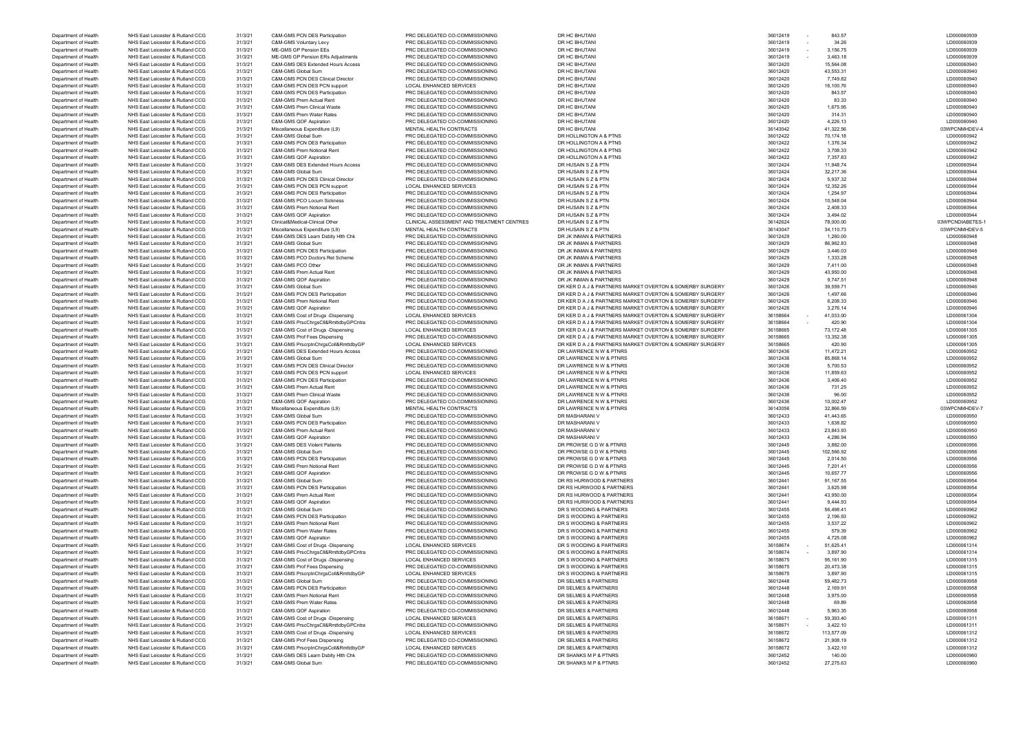| | | | | | | | | | |
|---|---|---|---|---|---|---|---|---|---|
| Department of Health | NHS East Leicester & Rutland CCG | 31/3/21 | C&M-GMS PCN DES Participation | PRC DELEGATED CO-COMMISSIONING | DR HC BHUTANI | 36012419 | - | 843.57 | LD000060939 |
| Department of Health | NHS East Leicester & Rutland CCG | 31/3/21 | C&M-GMS Voluntary Levy | PRC DELEGATED CO-COMMISSIONING | DR HC BHUTANI | 36012419 | - | 34.26 | LD000060939 |
| Department of Health | NHS East Leicester & Rutland CCG | 31/3/21 | ME-GMS GP Pension EEs | PRC DELEGATED CO-COMMISSIONING | DR HC BHUTANI | 36012419 | - | 3,156.75 | LD000060939 |
| Department of Health | NHS East Leicester & Rutland CCG | 31/3/21 | ME-GMS GP Pension ERs Adjustments | PRC DELEGATED CO-COMMISSIONING | DR HC BHUTANI | 36012419 | - | 3,463.18 | LD000060939 |
| Department of Health | NHS East Leicester & Rutland CCG | 31/3/21 | C&M-GMS DES Extended Hours Access | PRC DELEGATED CO-COMMISSIONING | DR HC BHUTANI | 36012420 | | 15,564.08 | LD000060940 |
| Department of Health | NHS East Leicester & Rutland CCG | 31/3/21 | C&M-GMS Global Sum | PRC DELEGATED CO-COMMISSIONING | DR HC BHUTANI | 36012420 | | 43,553.31 | LD000060940 |
| Department of Health | NHS East Leicester & Rutland CCG | 31/3/21 | C&M-GMS PCN DES Clinical Director | PRC DELEGATED CO-COMMISSIONING | DR HC BHUTANI | 36012420 | | 7,749.82 | LD000060940 |
| Department of Health | NHS East Leicester & Rutland CCG | 31/3/21 | C&M-GMS PCN DES PCN support | LOCAL ENHANCED SERVICES | DR HC BHUTANI | 36012420 | | 16,100.76 | LD000060940 |
| Department of Health | NHS East Leicester & Rutland CCG | 31/3/21 | C&M-GMS PCN DES Participation | PRC DELEGATED CO-COMMISSIONING | DR HC BHUTANI | 36012420 | | 843.57 | LD000060940 |
| Department of Health | NHS East Leicester & Rutland CCG | 31/3/21 | C&M-GMS Prem Actual Rent | PRC DELEGATED CO-COMMISSIONING | DR HC BHUTANI | 36012420 | | 83.33 | LD000060940 |
| Department of Health | NHS East Leicester & Rutland CCG | 31/3/21 | C&M-GMS Prem Clinical Waste | PRC DELEGATED CO-COMMISSIONING | DR HC BHUTANI | 36012420 | | 1,675.95 | LD000060940 |
| Department of Health | NHS East Leicester & Rutland CCG | 31/3/21 | C&M-GMS Prem Water Rates | PRC DELEGATED CO-COMMISSIONING | DR HC BHUTANI | 36012420 | | 314.31 | LD000060940 |
| Department of Health | NHS East Leicester & Rutland CCG | 31/3/21 | C&M-GMS QOF Aspiration | PRC DELEGATED CO-COMMISSIONING | DR HC BHUTANI | 36012420 | | 4,226.13 | LD000060940 |
| Department of Health | NHS East Leicester & Rutland CCG | 31/3/21 | Miscellaneous Expenditure (L9) | MENTAL HEALTH CONTRACTS | DR HC BHUTANI | 36143042 | | 41,322.56 | 03WPCNMHDEV-4 |
| Department of Health | NHS East Leicester & Rutland CCG | 31/3/21 | C&M-GMS Global Sum | PRC DELEGATED CO-COMMISSIONING | DR HOLLINGTON A & PTNS | 36012422 | | 70,174.18 | LD000060942 |
| Department of Health | NHS East Leicester & Rutland CCG | 31/3/21 | C&M-GMS PCN DES Participation | PRC DELEGATED CO-COMMISSIONING | DR HOLLINGTON A & PTNS | 36012422 | | 1,376.34 | LD000060942 |
| Department of Health | NHS East Leicester & Rutland CCG | 31/3/21 | C&M-GMS Prem Notional Rent | PRC DELEGATED CO-COMMISSIONING | DR HOLLINGTON A & PTNS | 36012422 | | 3,708.33 | LD000060942 |
| Department of Health | NHS East Leicester & Rutland CCG | 31/3/21 | C&M-GMS QOF Aspiration | PRC DELEGATED CO-COMMISSIONING | DR HOLLINGTON A & PTNS | 36012422 | | 7,357.83 | LD000060942 |
| Department of Health | NHS East Leicester & Rutland CCG | 31/3/21 | C&M-GMS DES Extended Hours Access | PRC DELEGATED CO-COMMISSIONING | DR HUSAIN S Z & PTN | 36012424 | | 11,948.74 | LD000060944 |
| Department of Health | NHS East Leicester & Rutland CCG | 31/3/21 | C&M-GMS Global Sum | PRC DELEGATED CO-COMMISSIONING | DR HUSAIN S Z & PTN | 36012424 | | 32,217.36 | LD000060944 |
| Department of Health | NHS East Leicester & Rutland CCG | 31/3/21 | C&M-GMS PCN DES Clinical Director | PRC DELEGATED CO-COMMISSIONING | DR HUSAIN S Z & PTN | 36012424 | | 5,937.32 | LD000060944 |
| Department of Health | NHS East Leicester & Rutland CCG | 31/3/21 | C&M-GMS PCN DES PCN support | LOCAL ENHANCED SERVICES | DR HUSAIN S Z & PTN | 36012424 | | 12,352.26 | LD000060944 |
| Department of Health | NHS East Leicester & Rutland CCG | 31/3/21 | C&M-GMS PCN DES Participation | PRC DELEGATED CO-COMMISSIONING | DR HUSAIN S Z & PTN | 36012424 | | 1,254.97 | LD000060944 |
| Department of Health | NHS East Leicester & Rutland CCG | 31/3/21 | C&M-GMS PCO Locum Sickness | PRC DELEGATED CO-COMMISSIONING | DR HUSAIN S Z & PTN | 36012424 | | 10,548.04 | LD000060944 |
| Department of Health | NHS East Leicester & Rutland CCG | 31/3/21 | C&M-GMS Prem Notional Rent | PRC DELEGATED CO-COMMISSIONING | DR HUSAIN S Z & PTN | 36012424 | | 2,408.33 | LD000060944 |
| Department of Health | NHS East Leicester & Rutland CCG | 31/3/21 | C&M-GMS QOF Aspiration | PRC DELEGATED CO-COMMISSIONING | DR HUSAIN S Z & PTN | 36012424 | | 3,494.02 | LD000060944 |
| Department of Health | NHS East Leicester & Rutland CCG | 31/3/21 | Clinical&Medical-Clinical Other | CLINICAL ASSESSMENT AND TREATMENT CENTRES | DR HUSAIN S Z & PTN | 36142624 | | 78,000.00 | 03WPCNDIABETES-1 |
| Department of Health | NHS East Leicester & Rutland CCG | 31/3/21 | Miscellaneous Expenditure (L9) | MENTAL HEALTH CONTRACTS | DR HUSAIN S Z & PTN | 36143047 | | 34,110.73 | 03WPCNMHDEV-5 |
| Department of Health | NHS East Leicester & Rutland CCG | 31/3/21 | C&M-GMS DES Learn Dsblty Hlth Chk | PRC DELEGATED CO-COMMISSIONING | DR JK INMAN & PARTNERS | 36012429 | | 1,260.00 | LD000060948 |
| Department of Health | NHS East Leicester & Rutland CCG | 31/3/21 | C&M-GMS Global Sum | PRC DELEGATED CO-COMMISSIONING | DR JK INMAN & PARTNERS | 36012429 | | 86,962.83 | LD000060948 |
| Department of Health | NHS East Leicester & Rutland CCG | 31/3/21 | C&M-GMS PCN DES Participation | PRC DELEGATED CO-COMMISSIONING | DR JK INMAN & PARTNERS | 36012429 | | 3,446.03 | LD000060948 |
| Department of Health | NHS East Leicester & Rutland CCG | 31/3/21 | C&M-GMS PCO Doctors Ret Scheme | PRC DELEGATED CO-COMMISSIONING | DR JK INMAN & PARTNERS | 36012429 | | 1,333.28 | LD000060948 |
| Department of Health | NHS East Leicester & Rutland CCG | 31/3/21 | C&M-GMS PCO Other | PRC DELEGATED CO-COMMISSIONING | DR JK INMAN & PARTNERS | 36012429 | | 7,411.00 | LD000060948 |
| Department of Health | NHS East Leicester & Rutland CCG | 31/3/21 | C&M-GMS Prem Actual Rent | PRC DELEGATED CO-COMMISSIONING | DR JK INMAN & PARTNERS | 36012429 | | 43,950.00 | LD000060948 |
| Department of Health | NHS East Leicester & Rutland CCG | 31/3/21 | C&M-GMS QOF Aspiration | PRC DELEGATED CO-COMMISSIONING | DR JK INMAN & PARTNERS | 36012429 | | 9,747.51 | LD000060948 |
| Department of Health | NHS East Leicester & Rutland CCG | 31/3/21 | C&M-GMS Global Sum | PRC DELEGATED CO-COMMISSIONING | DR KER D A J & PARTNERS MARKET OVERTON & SOMERBY SURGERY | 36012426 | | 39,559.71 | LD000060946 |
| Department of Health | NHS East Leicester & Rutland CCG | 31/3/21 | C&M-GMS PCN DES Participation | PRC DELEGATED CO-COMMISSIONING | DR KER D A J & PARTNERS MARKET OVERTON & SOMERBY SURGERY | 36012426 | | 1,497.66 | LD000060946 |
| Department of Health | NHS East Leicester & Rutland CCG | 31/3/21 | C&M-GMS Prem Notional Rent | PRC DELEGATED CO-COMMISSIONING | DR KER D A J & PARTNERS MARKET OVERTON & SOMERBY SURGERY | 36012426 | | 6,208.33 | LD000060946 |
| Department of Health | NHS East Leicester & Rutland CCG | 31/3/21 | C&M-GMS QOF Aspiration | PRC DELEGATED CO-COMMISSIONING | DR KER D A J & PARTNERS MARKET OVERTON & SOMERBY SURGERY | 36012426 | | 3,276.14 | LD000060946 |
| Department of Health | NHS East Leicester & Rutland CCG | 31/3/21 | C&M-GMS Cost of Drugs -Dispensing | LOCAL ENHANCED SERVICES | DR KER D A J & PARTNERS MARKET OVERTON & SOMERBY SURGERY | 36158664 | - | 41,033.00 | LD000061304 |
| Department of Health | NHS East Leicester & Rutland CCG | 31/3/21 | C&M-GMS PrscChrgsCll&RmttdbyGPCntra | PRC DELEGATED CO-COMMISSIONING | DR KER D A J & PARTNERS MARKET OVERTON & SOMERBY SURGERY | 36158664 | - | 420.90 | LD000061304 |
| Department of Health | NHS East Leicester & Rutland CCG | 31/3/21 | C&M-GMS Cost of Drugs -Dispensing | LOCAL ENHANCED SERVICES | DR KER D A J & PARTNERS MARKET OVERTON & SOMERBY SURGERY | 36158665 | | 73,172.48 | LD000061305 |
| Department of Health | NHS East Leicester & Rutland CCG | 31/3/21 | C&M-GMS Prof Fees Dispensing | PRC DELEGATED CO-COMMISSIONING | DR KER D A J & PARTNERS MARKET OVERTON & SOMERBY SURGERY | 36158665 | | 13,352.38 | LD000061305 |
| Department of Health | NHS East Leicester & Rutland CCG | 31/3/21 | C&M-GMS PrscrptnChrgsColl&RmttdbyGP | LOCAL ENHANCED SERVICES | DR KER D A J & PARTNERS MARKET OVERTON & SOMERBY SURGERY | 36158665 | | 420.90 | LD000061305 |
| Department of Health | NHS East Leicester & Rutland CCG | 31/3/21 | C&M-GMS DES Extended Hours Access | PRC DELEGATED CO-COMMISSIONING | DR LAWRENCE N W & PTNRS | 36012436 | | 11,472.21 | LD000060952 |
| Department of Health | NHS East Leicester & Rutland CCG | 31/3/21 | C&M-GMS Global Sum | PRC DELEGATED CO-COMMISSIONING | DR LAWRENCE N W & PTNRS | 36012436 | | 85,868.14 | LD000060952 |
| Department of Health | NHS East Leicester & Rutland CCG | 31/3/21 | C&M-GMS PCN DES Clinical Director | PRC DELEGATED CO-COMMISSIONING | DR LAWRENCE N W & PTNRS | 36012436 | | 5,700.53 | LD000060952 |
| Department of Health | NHS East Leicester & Rutland CCG | 31/3/21 | C&M-GMS PCN DES PCN support | LOCAL ENHANCED SERVICES | DR LAWRENCE N W & PTNRS | 36012436 | | 11,859.63 | LD000060952 |
| Department of Health | NHS East Leicester & Rutland CCG | 31/3/21 | C&M-GMS PCN DES Participation | PRC DELEGATED CO-COMMISSIONING | DR LAWRENCE N W & PTNRS | 36012436 | | 3,406.40 | LD000060952 |
| Department of Health | NHS East Leicester & Rutland CCG | 31/3/21 | C&M-GMS Prem Actual Rent | PRC DELEGATED CO-COMMISSIONING | DR LAWRENCE N W & PTNRS | 36012436 | | 731.25 | LD000060952 |
| Department of Health | NHS East Leicester & Rutland CCG | 31/3/21 | C&M-GMS Prem Clinical Waste | PRC DELEGATED CO-COMMISSIONING | DR LAWRENCE N W & PTNRS | 36012436 | | 96.00 | LD000060952 |
| Department of Health | NHS East Leicester & Rutland CCG | 31/3/21 | C&M-GMS QOF Aspiration | PRC DELEGATED CO-COMMISSIONING | DR LAWRENCE N W & PTNRS | 36012436 | | 10,002.47 | LD000060952 |
| Department of Health | NHS East Leicester & Rutland CCG | 31/3/21 | Miscellaneous Expenditure (L9) | MENTAL HEALTH CONTRACTS | DR LAWRENCE N W & PTNRS | 36143056 | | 32,866.59 | 03WPCNMHDEV-7 |
| Department of Health | NHS East Leicester & Rutland CCG | 31/3/21 | C&M-GMS Global Sum | PRC DELEGATED CO-COMMISSIONING | DR MASHARANI V | 36012433 | | 41,443.65 | LD000060950 |
| Department of Health | NHS East Leicester & Rutland CCG | 31/3/21 | C&M-GMS PCN DES Participation | PRC DELEGATED CO-COMMISSIONING | DR MASHARANI V | 36012433 | | 1,638.82 | LD000060950 |
| Department of Health | NHS East Leicester & Rutland CCG | 31/3/21 | C&M-GMS Prem Actual Rent | PRC DELEGATED CO-COMMISSIONING | DR MASHARANI V | 36012433 | | 23,843.93 | LD000060950 |
| Department of Health | NHS East Leicester & Rutland CCG | 31/3/21 | C&M-GMS QOF Aspiration | PRC DELEGATED CO-COMMISSIONING | DR MASHARANI V | 36012433 | | 4,286.94 | LD000060950 |
| Department of Health | NHS East Leicester & Rutland CCG | 31/3/21 | C&M-GMS DES Violent Patients | PRC DELEGATED CO-COMMISSIONING | DR PROWSE G D W & PTNRS | 36012445 | | 3,882.00 | LD000060956 |
| Department of Health | NHS East Leicester & Rutland CCG | 31/3/21 | C&M-GMS Global Sum | PRC DELEGATED CO-COMMISSIONING | DR PROWSE G D W & PTNRS | 36012445 | | 102,566.92 | LD000060956 |
| Department of Health | NHS East Leicester & Rutland CCG | 31/3/21 | C&M-GMS PCN DES Participation | PRC DELEGATED CO-COMMISSIONING | DR PROWSE G D W & PTNRS | 36012445 | | 2,014.50 | LD000060956 |
| Department of Health | NHS East Leicester & Rutland CCG | 31/3/21 | C&M-GMS Prem Notional Rent | PRC DELEGATED CO-COMMISSIONING | DR PROWSE G D W & PTNRS | 36012445 | | 7,201.41 | LD000060956 |
| Department of Health | NHS East Leicester & Rutland CCG | 31/3/21 | C&M-GMS QOF Aspiration | PRC DELEGATED CO-COMMISSIONING | DR PROWSE G D W & PTNRS | 36012445 | | 10,657.77 | LD000060956 |
| Department of Health | NHS East Leicester & Rutland CCG | 31/3/21 | C&M-GMS Global Sum | PRC DELEGATED CO-COMMISSIONING | DR RS HURWOOD & PARTNERS | 36012441 | | 91,167.55 | LD000060954 |
| Department of Health | NHS East Leicester & Rutland CCG | 31/3/21 | C&M-GMS PCN DES Participation | PRC DELEGATED CO-COMMISSIONING | DR RS HURWOOD & PARTNERS | 36012441 | | 3,625.98 | LD000060954 |
| Department of Health | NHS East Leicester & Rutland CCG | 31/3/21 | C&M-GMS Prem Actual Rent | PRC DELEGATED CO-COMMISSIONING | DR RS HURWOOD & PARTNERS | 36012441 | | 43,950.00 | LD000060954 |
| Department of Health | NHS East Leicester & Rutland CCG | 31/3/21 | C&M-GMS QOF Aspiration | PRC DELEGATED CO-COMMISSIONING | DR RS HURWOOD & PARTNERS | 36012441 | | 9,444.93 | LD000060954 |
| Department of Health | NHS East Leicester & Rutland CCG | 31/3/21 | C&M-GMS Global Sum | PRC DELEGATED CO-COMMISSIONING | DR S WOODING & PARTNERS | 36012455 | | 56,498.41 | LD000060962 |
| Department of Health | NHS East Leicester & Rutland CCG | 31/3/21 | C&M-GMS PCN DES Participation | PRC DELEGATED CO-COMMISSIONING | DR S WOODING & PARTNERS | 36012455 | | 2,196.93 | LD000060962 |
| Department of Health | NHS East Leicester & Rutland CCG | 31/3/21 | C&M-GMS Prem Notional Rent | PRC DELEGATED CO-COMMISSIONING | DR S WOODING & PARTNERS | 36012455 | | 3,537.22 | LD000060962 |
| Department of Health | NHS East Leicester & Rutland CCG | 31/3/21 | C&M-GMS Prem Water Rates | PRC DELEGATED CO-COMMISSIONING | DR S WOODING & PARTNERS | 36012455 | | 579.39 | LD000060962 |
| Department of Health | NHS East Leicester & Rutland CCG | 31/3/21 | C&M-GMS QOF Aspiration | PRC DELEGATED CO-COMMISSIONING | DR S WOODING & PARTNERS | 36012455 | | 4,725.08 | LD000060962 |
| Department of Health | NHS East Leicester & Rutland CCG | 31/3/21 | C&M-GMS Cost of Drugs -Dispensing | LOCAL ENHANCED SERVICES | DR S WOODING & PARTNERS | 36158674 | - | 51,625.41 | LD000061314 |
| Department of Health | NHS East Leicester & Rutland CCG | 31/3/21 | C&M-GMS PrscChrgsCll&RmttdbyGPCntra | PRC DELEGATED CO-COMMISSIONING | DR S WOODING & PARTNERS | 36158674 | - | 3,897.90 | LD000061314 |
| Department of Health | NHS East Leicester & Rutland CCG | 31/3/21 | C&M-GMS Cost of Drugs -Dispensing | LOCAL ENHANCED SERVICES | DR S WOODING & PARTNERS | 36158675 | | 95,161.90 | LD000061315 |
| Department of Health | NHS East Leicester & Rutland CCG | 31/3/21 | C&M-GMS Prof Fees Dispensing | PRC DELEGATED CO-COMMISSIONING | DR S WOODING & PARTNERS | 36158675 | | 20,473.38 | LD000061315 |
| Department of Health | NHS East Leicester & Rutland CCG | 31/3/21 | C&M-GMS PrscrptnChrgsColl&RmttdbyGP | LOCAL ENHANCED SERVICES | DR S WOODING & PARTNERS | 36158675 | | 3,897.90 | LD000061315 |
| Department of Health | NHS East Leicester & Rutland CCG | 31/3/21 | C&M-GMS Global Sum | PRC DELEGATED CO-COMMISSIONING | DR SELMES & PARTNERS | 36012448 | | 59,482.73 | LD000060958 |
| Department of Health | NHS East Leicester & Rutland CCG | 31/3/21 | C&M-GMS PCN DES Participation | PRC DELEGATED CO-COMMISSIONING | DR SELMES & PARTNERS | 36012448 | | 2,169.91 | LD000060958 |
| Department of Health | NHS East Leicester & Rutland CCG | 31/3/21 | C&M-GMS Prem Notional Rent | PRC DELEGATED CO-COMMISSIONING | DR SELMES & PARTNERS | 36012448 | | 3,975.00 | LD000060958 |
| Department of Health | NHS East Leicester & Rutland CCG | 31/3/21 | C&M-GMS Prem Water Rates | PRC DELEGATED CO-COMMISSIONING | DR SELMES & PARTNERS | 36012448 | | 69.89 | LD000060958 |
| Department of Health | NHS East Leicester & Rutland CCG | 31/3/21 | C&M-GMS QOF Aspiration | PRC DELEGATED CO-COMMISSIONING | DR SELMES & PARTNERS | 36012448 | | 5,963.35 | LD000060958 |
| Department of Health | NHS East Leicester & Rutland CCG | 31/3/21 | C&M-GMS Cost of Drugs -Dispensing | LOCAL ENHANCED SERVICES | DR SELMES & PARTNERS | 36158671 | - | 59,393.40 | LD000061311 |
| Department of Health | NHS East Leicester & Rutland CCG | 31/3/21 | C&M-GMS PrscChrgsCll&RmttdbyGPCntra | PRC DELEGATED CO-COMMISSIONING | DR SELMES & PARTNERS | 36158671 | - | 3,422.10 | LD000061311 |
| Department of Health | NHS East Leicester & Rutland CCG | 31/3/21 | C&M-GMS Cost of Drugs -Dispensing | LOCAL ENHANCED SERVICES | DR SELMES & PARTNERS | 36158672 | | 113,577.09 | LD000061312 |
| Department of Health | NHS East Leicester & Rutland CCG | 31/3/21 | C&M-GMS Prof Fees Dispensing | PRC DELEGATED CO-COMMISSIONING | DR SELMES & PARTNERS | 36158672 | | 21,908.19 | LD000061312 |
| Department of Health | NHS East Leicester & Rutland CCG | 31/3/21 | C&M-GMS PrscrptnChrgsColl&RmttdbyGP | LOCAL ENHANCED SERVICES | DR SELMES & PARTNERS | 36158672 | | 3,422.10 | LD000061312 |
| Department of Health | NHS East Leicester & Rutland CCG | 31/3/21 | C&M-GMS DES Learn Dsblty Hlth Chk | PRC DELEGATED CO-COMMISSIONING | DR SHANKS M P & PTNRS | 36012452 | | 140.00 | LD000060960 |
| Department of Health | NHS East Leicester & Rutland CCG | 31/3/21 | C&M-GMS Global Sum | PRC DELEGATED CO-COMMISSIONING | DR SHANKS M P & PTNRS | 36012452 | | 27,275.63 | LD000060960 |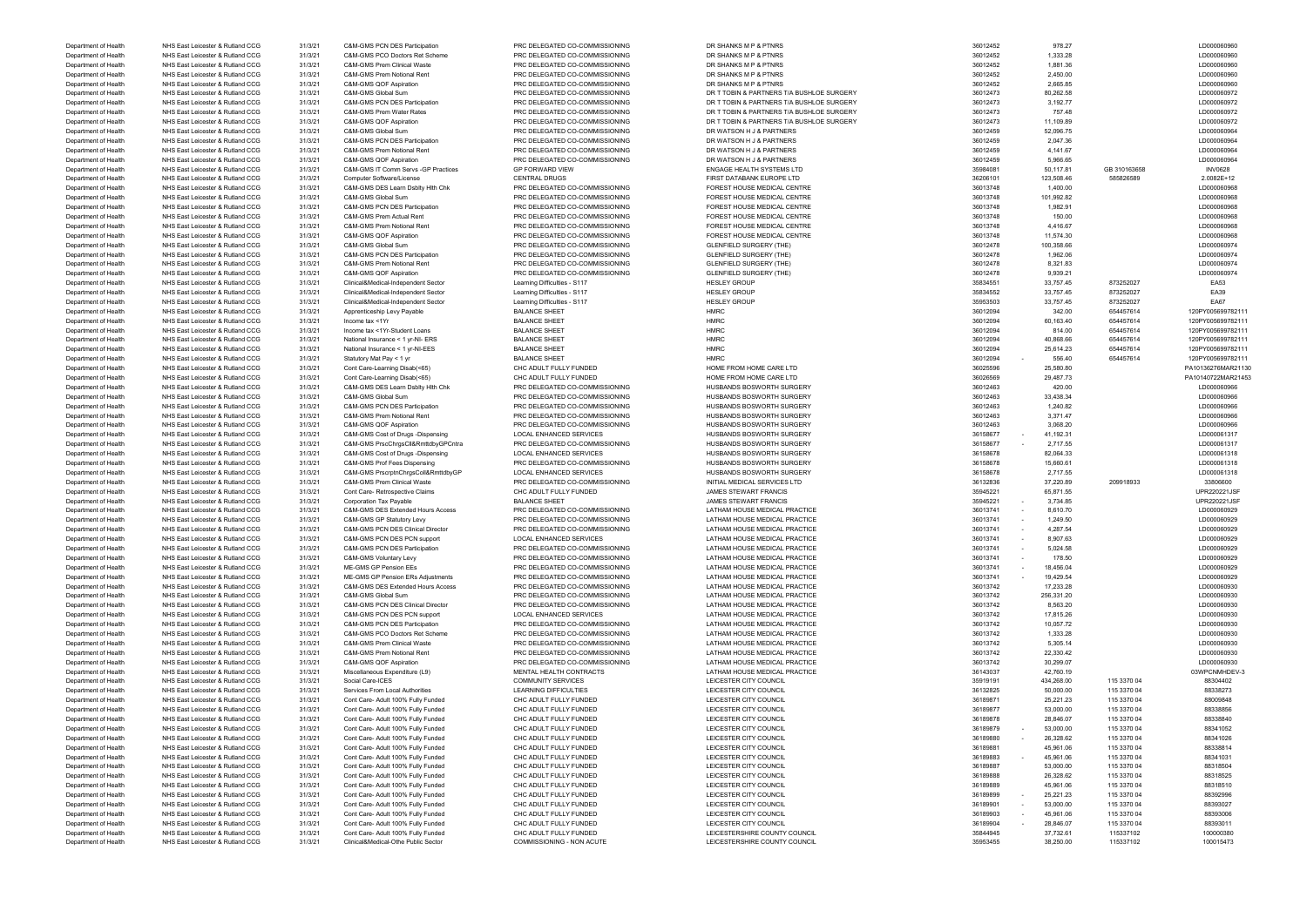| | | | | | | | | | |
|---|---|---|---|---|---|---|---|---|---|
| Department of Health | NHS East Leicester & Rutland CCG | 31/3/21 | C&M-GMS PCN DES Participation | PRC DELEGATED CO-COMMISSIONING | DR SHANKS M P & PTNRS | 36012452 | 978.27 | | LD000060960 |
| Department of Health | NHS East Leicester & Rutland CCG | 31/3/21 | C&M-GMS PCO Doctors Ret Scheme | PRC DELEGATED CO-COMMISSIONING | DR SHANKS M P & PTNRS | 36012452 | 1,333.28 | | LD000060960 |
| Department of Health | NHS East Leicester & Rutland CCG | 31/3/21 | C&M-GMS Prem Clinical Waste | PRC DELEGATED CO-COMMISSIONING | DR SHANKS M P & PTNRS | 36012452 | 1,881.36 | | LD000060960 |
| Department of Health | NHS East Leicester & Rutland CCG | 31/3/21 | C&M-GMS Prem Notional Rent | PRC DELEGATED CO-COMMISSIONING | DR SHANKS M P & PTNRS | 36012452 | 2,450.00 | | LD000060960 |
| Department of Health | NHS East Leicester & Rutland CCG | 31/3/21 | C&M-GMS QOF Aspiration | PRC DELEGATED CO-COMMISSIONING | DR SHANKS M P & PTNRS | 36012452 | 2,665.85 | | LD000060960 |
| Department of Health | NHS East Leicester & Rutland CCG | 31/3/21 | C&M-GMS Global Sum | PRC DELEGATED CO-COMMISSIONING | DR T TOBIN & PARTNERS T/A BUSHLOE SURGERY | 36012473 | 80,262.58 | | LD000060972 |
| Department of Health | NHS East Leicester & Rutland CCG | 31/3/21 | C&M-GMS PCN DES Participation | PRC DELEGATED CO-COMMISSIONING | DR T TOBIN & PARTNERS T/A BUSHLOE SURGERY | 36012473 | 3,192.77 | | LD000060972 |
| Department of Health | NHS East Leicester & Rutland CCG | 31/3/21 | C&M-GMS Prem Water Rates | PRC DELEGATED CO-COMMISSIONING | DR T TOBIN & PARTNERS T/A BUSHLOE SURGERY | 36012473 | 757.48 | | LD000060972 |
| Department of Health | NHS East Leicester & Rutland CCG | 31/3/21 | C&M-GMS QOF Aspiration | PRC DELEGATED CO-COMMISSIONING | DR T TOBIN & PARTNERS T/A BUSHLOE SURGERY | 36012473 | 11,109.89 | | LD000060972 |
| Department of Health | NHS East Leicester & Rutland CCG | 31/3/21 | C&M-GMS Global Sum | PRC DELEGATED CO-COMMISSIONING | DR WATSON H J & PARTNERS | 36012459 | 52,096.75 | | LD000060964 |
| Department of Health | NHS East Leicester & Rutland CCG | 31/3/21 | C&M-GMS PCN DES Participation | PRC DELEGATED CO-COMMISSIONING | DR WATSON H J & PARTNERS | 36012459 | 2,047.36 | | LD000060964 |
| Department of Health | NHS East Leicester & Rutland CCG | 31/3/21 | C&M-GMS Prem Notional Rent | PRC DELEGATED CO-COMMISSIONING | DR WATSON H J & PARTNERS | 36012459 | 4,141.67 | | LD000060964 |
| Department of Health | NHS East Leicester & Rutland CCG | 31/3/21 | C&M-GMS QOF Aspiration | PRC DELEGATED CO-COMMISSIONING | DR WATSON H J & PARTNERS | 36012459 | 5,966.65 | | LD000060964 |
| Department of Health | NHS East Leicester & Rutland CCG | 31/3/21 | C&M-GMS IT Comm Servs -GP Practices | GP FORWARD VIEW | ENGAGE HEALTH SYSTEMS LTD | 35984081 | 50,117.81 | GB 310163658 | INV0628 |
| Department of Health | NHS East Leicester & Rutland CCG | 31/3/21 | Computer Software/License | CENTRAL DRUGS | FIRST DATABANK EUROPE LTD | 36206101 | 123,508.46 | 585826589 | 2.0082E+12 |
| Department of Health | NHS East Leicester & Rutland CCG | 31/3/21 | C&M-GMS DES Learn Dsblty Hlth Chk | PRC DELEGATED CO-COMMISSIONING | FOREST HOUSE MEDICAL CENTRE | 36013748 | 1,400.00 | | LD000060968 |
| Department of Health | NHS East Leicester & Rutland CCG | 31/3/21 | C&M-GMS Global Sum | PRC DELEGATED CO-COMMISSIONING | FOREST HOUSE MEDICAL CENTRE | 36013748 | 101,992.82 | | LD000060968 |
| Department of Health | NHS East Leicester & Rutland CCG | 31/3/21 | C&M-GMS PCN DES Participation | PRC DELEGATED CO-COMMISSIONING | FOREST HOUSE MEDICAL CENTRE | 36013748 | 1,982.91 | | LD000060968 |
| Department of Health | NHS East Leicester & Rutland CCG | 31/3/21 | C&M-GMS Prem Actual Rent | PRC DELEGATED CO-COMMISSIONING | FOREST HOUSE MEDICAL CENTRE | 36013748 | 150.00 | | LD000060968 |
| Department of Health | NHS East Leicester & Rutland CCG | 31/3/21 | C&M-GMS Prem Notional Rent | PRC DELEGATED CO-COMMISSIONING | FOREST HOUSE MEDICAL CENTRE | 36013748 | 4,416.67 | | LD000060968 |
| Department of Health | NHS East Leicester & Rutland CCG | 31/3/21 | C&M-GMS QOF Aspiration | PRC DELEGATED CO-COMMISSIONING | FOREST HOUSE MEDICAL CENTRE | 36013748 | 11,574.30 | | LD000060968 |
| Department of Health | NHS East Leicester & Rutland CCG | 31/3/21 | C&M-GMS Global Sum | PRC DELEGATED CO-COMMISSIONING | GLENFIELD SURGERY (THE) | 36012478 | 100,358.66 | | LD000060974 |
| Department of Health | NHS East Leicester & Rutland CCG | 31/3/21 | C&M-GMS PCN DES Participation | PRC DELEGATED CO-COMMISSIONING | GLENFIELD SURGERY (THE) | 36012478 | 1,962.06 | | LD000060974 |
| Department of Health | NHS East Leicester & Rutland CCG | 31/3/21 | C&M-GMS Prem Notional Rent | PRC DELEGATED CO-COMMISSIONING | GLENFIELD SURGERY (THE) | 36012478 | 8,321.83 | | LD000060974 |
| Department of Health | NHS East Leicester & Rutland CCG | 31/3/21 | C&M-GMS QOF Aspiration | PRC DELEGATED CO-COMMISSIONING | GLENFIELD SURGERY (THE) | 36012478 | 9,939.21 | | LD000060974 |
| Department of Health | NHS East Leicester & Rutland CCG | 31/3/21 | Clinical&Medical-Independent Sector | Learning Difficulties - S117 | HESLEY GROUP | 35834551 | 33,757.45 | 873252027 | EA53 |
| Department of Health | NHS East Leicester & Rutland CCG | 31/3/21 | Clinical&Medical-Independent Sector | Learning Difficulties - S117 | HESLEY GROUP | 35834552 | 33,757.45 | 873252027 | EA39 |
| Department of Health | NHS East Leicester & Rutland CCG | 31/3/21 | Clinical&Medical-Independent Sector | Learning Difficulties - S117 | HESLEY GROUP | 35953503 | 33,757.45 | 873252027 | EA67 |
| Department of Health | NHS East Leicester & Rutland CCG | 31/3/21 | Apprenticeship Levy Payable | BALANCE SHEET | HMRC | 36012094 | 342.00 | 654457614 | 120PY005699782111 |
| Department of Health | NHS East Leicester & Rutland CCG | 31/3/21 | Income tax <1Yr | BALANCE SHEET | HMRC | 36012094 | 60,163.40 | 654457614 | 120PY005699782111 |
| Department of Health | NHS East Leicester & Rutland CCG | 31/3/21 | Income tax <1Yr-Student Loans | BALANCE SHEET | HMRC | 36012094 | 814.00 | 654457614 | 120PY005699782111 |
| Department of Health | NHS East Leicester & Rutland CCG | 31/3/21 | National Insurance < 1 yr-NI- ERS | BALANCE SHEET | HMRC | 36012094 | 40,868.66 | 654457614 | 120PY005699782111 |
| Department of Health | NHS East Leicester & Rutland CCG | 31/3/21 | National Insurance < 1 yr-NI-EES | BALANCE SHEET | HMRC | 36012094 | 25,614.23 | 654457614 | 120PY005699782111 |
| Department of Health | NHS East Leicester & Rutland CCG | 31/3/21 | Statutory Mat Pay < 1 yr | BALANCE SHEET | HMRC | 36012094 | - 556.40 | 654457614 | 120PY005699782111 |
| Department of Health | NHS East Leicester & Rutland CCG | 31/3/21 | Cont Care-Learning Disab(<65) | CHC ADULT FULLY FUNDED | HOME FROM HOME CARE LTD | 36025596 | 25,580.80 | | PA10136276MAR21130 |
| Department of Health | NHS East Leicester & Rutland CCG | 31/3/21 | Cont Care-Learning Disab(<65) | CHC ADULT FULLY FUNDED | HOME FROM HOME CARE LTD | 36026569 | 29,487.73 | | PA10140722MAR21453 |
| Department of Health | NHS East Leicester & Rutland CCG | 31/3/21 | C&M-GMS DES Learn Dsblty Hlth Chk | PRC DELEGATED CO-COMMISSIONING | HUSBANDS BOSWORTH SURGERY | 36012463 | 420.00 | | LD000060966 |
| Department of Health | NHS East Leicester & Rutland CCG | 31/3/21 | C&M-GMS Global Sum | PRC DELEGATED CO-COMMISSIONING | HUSBANDS BOSWORTH SURGERY | 36012463 | 33,438.34 | | LD000060966 |
| Department of Health | NHS East Leicester & Rutland CCG | 31/3/21 | C&M-GMS PCN DES Participation | PRC DELEGATED CO-COMMISSIONING | HUSBANDS BOSWORTH SURGERY | 36012463 | 1,240.82 | | LD000060966 |
| Department of Health | NHS East Leicester & Rutland CCG | 31/3/21 | C&M-GMS Prem Notional Rent | PRC DELEGATED CO-COMMISSIONING | HUSBANDS BOSWORTH SURGERY | 36012463 | 3,371.47 | | LD000060966 |
| Department of Health | NHS East Leicester & Rutland CCG | 31/3/21 | C&M-GMS QOF Aspiration | PRC DELEGATED CO-COMMISSIONING | HUSBANDS BOSWORTH SURGERY | 36012463 | 3,068.20 | | LD000060966 |
| Department of Health | NHS East Leicester & Rutland CCG | 31/3/21 | C&M-GMS Cost of Drugs -Dispensing | LOCAL ENHANCED SERVICES | HUSBANDS BOSWORTH SURGERY | 36158677 | - 41,192.31 | | LD000061317 |
| Department of Health | NHS East Leicester & Rutland CCG | 31/3/21 | C&M-GMS PrscChrgsCll&RmttdbyGPCntra | PRC DELEGATED CO-COMMISSIONING | HUSBANDS BOSWORTH SURGERY | 36158677 | - 2,717.55 | | LD000061317 |
| Department of Health | NHS East Leicester & Rutland CCG | 31/3/21 | C&M-GMS Cost of Drugs -Dispensing | LOCAL ENHANCED SERVICES | HUSBANDS BOSWORTH SURGERY | 36158678 | 82,064.33 | | LD000061318 |
| Department of Health | NHS East Leicester & Rutland CCG | 31/3/21 | C&M-GMS Prof Fees Dispensing | PRC DELEGATED CO-COMMISSIONING | HUSBANDS BOSWORTH SURGERY | 36158678 | 15,660.61 | | LD000061318 |
| Department of Health | NHS East Leicester & Rutland CCG | 31/3/21 | C&M-GMS PrscrptnChrgsColl&RmttdbyGP | LOCAL ENHANCED SERVICES | HUSBANDS BOSWORTH SURGERY | 36158678 | 2,717.55 | | LD000061318 |
| Department of Health | NHS East Leicester & Rutland CCG | 31/3/21 | C&M-GMS Prem Clinical Waste | PRC DELEGATED CO-COMMISSIONING | INITIAL MEDICAL SERVICES LTD | 36132836 | 37,220.89 | 209918933 | 33806600 |
| Department of Health | NHS East Leicester & Rutland CCG | 31/3/21 | Cont Care- Retrospective Claims | CHC ADULT FULLY FUNDED | JAMES STEWART FRANCIS | 35945221 | 65,871.55 | | UPR220221JSF |
| Department of Health | NHS East Leicester & Rutland CCG | 31/3/21 | Corporation Tax Payable | BALANCE SHEET | JAMES STEWART FRANCIS | 35945221 | - 3,734.85 | | UPR220221JSF |
| Department of Health | NHS East Leicester & Rutland CCG | 31/3/21 | C&M-GMS DES Extended Hours Access | PRC DELEGATED CO-COMMISSIONING | LATHAM HOUSE MEDICAL PRACTICE | 36013741 | - 8,610.70 | | LD000060929 |
| Department of Health | NHS East Leicester & Rutland CCG | 31/3/21 | C&M-GMS GP Statutory Levy | PRC DELEGATED CO-COMMISSIONING | LATHAM HOUSE MEDICAL PRACTICE | 36013741 | - 1,249.50 | | LD000060929 |
| Department of Health | NHS East Leicester & Rutland CCG | 31/3/21 | C&M-GMS PCN DES Clinical Director | PRC DELEGATED CO-COMMISSIONING | LATHAM HOUSE MEDICAL PRACTICE | 36013741 | - 4,287.54 | | LD000060929 |
| Department of Health | NHS East Leicester & Rutland CCG | 31/3/21 | C&M-GMS PCN DES PCN support | LOCAL ENHANCED SERVICES | LATHAM HOUSE MEDICAL PRACTICE | 36013741 | - 8,907.63 | | LD000060929 |
| Department of Health | NHS East Leicester & Rutland CCG | 31/3/21 | C&M-GMS PCN DES Participation | PRC DELEGATED CO-COMMISSIONING | LATHAM HOUSE MEDICAL PRACTICE | 36013741 | - 5,024.58 | | LD000060929 |
| Department of Health | NHS East Leicester & Rutland CCG | 31/3/21 | C&M-GMS Voluntary Levy | PRC DELEGATED CO-COMMISSIONING | LATHAM HOUSE MEDICAL PRACTICE | 36013741 | - 178.50 | | LD000060929 |
| Department of Health | NHS East Leicester & Rutland CCG | 31/3/21 | ME-GMS GP Pension EEs | PRC DELEGATED CO-COMMISSIONING | LATHAM HOUSE MEDICAL PRACTICE | 36013741 | - 18,456.04 | | LD000060929 |
| Department of Health | NHS East Leicester & Rutland CCG | 31/3/21 | ME-GMS GP Pension ERs Adjustments | PRC DELEGATED CO-COMMISSIONING | LATHAM HOUSE MEDICAL PRACTICE | 36013741 | - 19,429.54 | | LD000060929 |
| Department of Health | NHS East Leicester & Rutland CCG | 31/3/21 | C&M-GMS DES Extended Hours Access | PRC DELEGATED CO-COMMISSIONING | LATHAM HOUSE MEDICAL PRACTICE | 36013742 | 17,233.28 | | LD000060930 |
| Department of Health | NHS East Leicester & Rutland CCG | 31/3/21 | C&M-GMS Global Sum | PRC DELEGATED CO-COMMISSIONING | LATHAM HOUSE MEDICAL PRACTICE | 36013742 | 256,331.20 | | LD000060930 |
| Department of Health | NHS East Leicester & Rutland CCG | 31/3/21 | C&M-GMS PCN DES Clinical Director | PRC DELEGATED CO-COMMISSIONING | LATHAM HOUSE MEDICAL PRACTICE | 36013742 | 8,563.20 | | LD000060930 |
| Department of Health | NHS East Leicester & Rutland CCG | 31/3/21 | C&M-GMS PCN DES PCN support | LOCAL ENHANCED SERVICES | LATHAM HOUSE MEDICAL PRACTICE | 36013742 | 17,815.26 | | LD000060930 |
| Department of Health | NHS East Leicester & Rutland CCG | 31/3/21 | C&M-GMS PCN DES Participation | PRC DELEGATED CO-COMMISSIONING | LATHAM HOUSE MEDICAL PRACTICE | 36013742 | 10,057.72 | | LD000060930 |
| Department of Health | NHS East Leicester & Rutland CCG | 31/3/21 | C&M-GMS PCO Doctors Ret Scheme | PRC DELEGATED CO-COMMISSIONING | LATHAM HOUSE MEDICAL PRACTICE | 36013742 | 1,333.28 | | LD000060930 |
| Department of Health | NHS East Leicester & Rutland CCG | 31/3/21 | C&M-GMS Prem Clinical Waste | PRC DELEGATED CO-COMMISSIONING | LATHAM HOUSE MEDICAL PRACTICE | 36013742 | 5,305.14 | | LD000060930 |
| Department of Health | NHS East Leicester & Rutland CCG | 31/3/21 | C&M-GMS Prem Notional Rent | PRC DELEGATED CO-COMMISSIONING | LATHAM HOUSE MEDICAL PRACTICE | 36013742 | 22,330.42 | | LD000060930 |
| Department of Health | NHS East Leicester & Rutland CCG | 31/3/21 | C&M-GMS QOF Aspiration | PRC DELEGATED CO-COMMISSIONING | LATHAM HOUSE MEDICAL PRACTICE | 36013742 | 30,299.07 | | LD000060930 |
| Department of Health | NHS East Leicester & Rutland CCG | 31/3/21 | Miscellaneous Expenditure (L9) | MENTAL HEALTH CONTRACTS | LATHAM HOUSE MEDICAL PRACTICE | 36143037 | 42,760.19 | | 03WPCNMHDEV-3 |
| Department of Health | NHS East Leicester & Rutland CCG | 31/3/21 | Social Care-ICES | COMMUNITY SERVICES | LEICESTER CITY COUNCIL | 35919191 | 434,268.00 | 115 3370 04 | 88304402 |
| Department of Health | NHS East Leicester & Rutland CCG | 31/3/21 | Services From Local Authorities | LEARNING DIFFICULTIES | LEICESTER CITY COUNCIL | 36132825 | 50,000.00 | 115 3370 04 | 88338273 |
| Department of Health | NHS East Leicester & Rutland CCG | 31/3/21 | Cont Care- Adult 100% Fully Funded | CHC ADULT FULLY FUNDED | LEICESTER CITY COUNCIL | 36189871 | 25,221.23 | 115 3370 04 | 88009848 |
| Department of Health | NHS East Leicester & Rutland CCG | 31/3/21 | Cont Care- Adult 100% Fully Funded | CHC ADULT FULLY FUNDED | LEICESTER CITY COUNCIL | 36189877 | 53,000.00 | 115 3370 04 | 88338856 |
| Department of Health | NHS East Leicester & Rutland CCG | 31/3/21 | Cont Care- Adult 100% Fully Funded | CHC ADULT FULLY FUNDED | LEICESTER CITY COUNCIL | 36189878 | 28,846.07 | 115 3370 04 | 88338840 |
| Department of Health | NHS East Leicester & Rutland CCG | 31/3/21 | Cont Care- Adult 100% Fully Funded | CHC ADULT FULLY FUNDED | LEICESTER CITY COUNCIL | 36189879 | - 53,000.00 | 115 3370 04 | 88341052 |
| Department of Health | NHS East Leicester & Rutland CCG | 31/3/21 | Cont Care- Adult 100% Fully Funded | CHC ADULT FULLY FUNDED | LEICESTER CITY COUNCIL | 36189880 | - 26,328.62 | 115 3370 04 | 88341026 |
| Department of Health | NHS East Leicester & Rutland CCG | 31/3/21 | Cont Care- Adult 100% Fully Funded | CHC ADULT FULLY FUNDED | LEICESTER CITY COUNCIL | 36189881 | 45,961.06 | 115 3370 04 | 88338814 |
| Department of Health | NHS East Leicester & Rutland CCG | 31/3/21 | Cont Care- Adult 100% Fully Funded | CHC ADULT FULLY FUNDED | LEICESTER CITY COUNCIL | 36189883 | - 45,961.06 | 115 3370 04 | 88341031 |
| Department of Health | NHS East Leicester & Rutland CCG | 31/3/21 | Cont Care- Adult 100% Fully Funded | CHC ADULT FULLY FUNDED | LEICESTER CITY COUNCIL | 36189887 | 53,000.00 | 115 3370 04 | 88318504 |
| Department of Health | NHS East Leicester & Rutland CCG | 31/3/21 | Cont Care- Adult 100% Fully Funded | CHC ADULT FULLY FUNDED | LEICESTER CITY COUNCIL | 36189888 | 26,328.62 | 115 3370 04 | 88318525 |
| Department of Health | NHS East Leicester & Rutland CCG | 31/3/21 | Cont Care- Adult 100% Fully Funded | CHC ADULT FULLY FUNDED | LEICESTER CITY COUNCIL | 36189889 | 45,961.06 | 115 3370 04 | 88318510 |
| Department of Health | NHS East Leicester & Rutland CCG | 31/3/21 | Cont Care- Adult 100% Fully Funded | CHC ADULT FULLY FUNDED | LEICESTER CITY COUNCIL | 36189899 | - 25,221.23 | 115 3370 04 | 88392996 |
| Department of Health | NHS East Leicester & Rutland CCG | 31/3/21 | Cont Care- Adult 100% Fully Funded | CHC ADULT FULLY FUNDED | LEICESTER CITY COUNCIL | 36189901 | - 53,000.00 | 115 3370 04 | 88393027 |
| Department of Health | NHS East Leicester & Rutland CCG | 31/3/21 | Cont Care- Adult 100% Fully Funded | CHC ADULT FULLY FUNDED | LEICESTER CITY COUNCIL | 36189903 | - 45,961.06 | 115 3370 04 | 88393006 |
| Department of Health | NHS East Leicester & Rutland CCG | 31/3/21 | Cont Care- Adult 100% Fully Funded | CHC ADULT FULLY FUNDED | LEICESTER CITY COUNCIL | 36189904 | - 28,846.07 | 115 3370 04 | 88393011 |
| Department of Health | NHS East Leicester & Rutland CCG | 31/3/21 | Cont Care- Adult 100% Fully Funded | CHC ADULT FULLY FUNDED | LEICESTERSHIRE COUNTY COUNCIL | 35844945 | 37,732.61 | 115337102 | 100000380 |
| Department of Health | NHS East Leicester & Rutland CCG | 31/3/21 | Clinical&Medical-Othe Public Sector | COMMISSIONING - NON ACUTE | LEICESTERSHIRE COUNTY COUNCIL | 35953455 | 38,250.00 | 115337102 | 100015473 |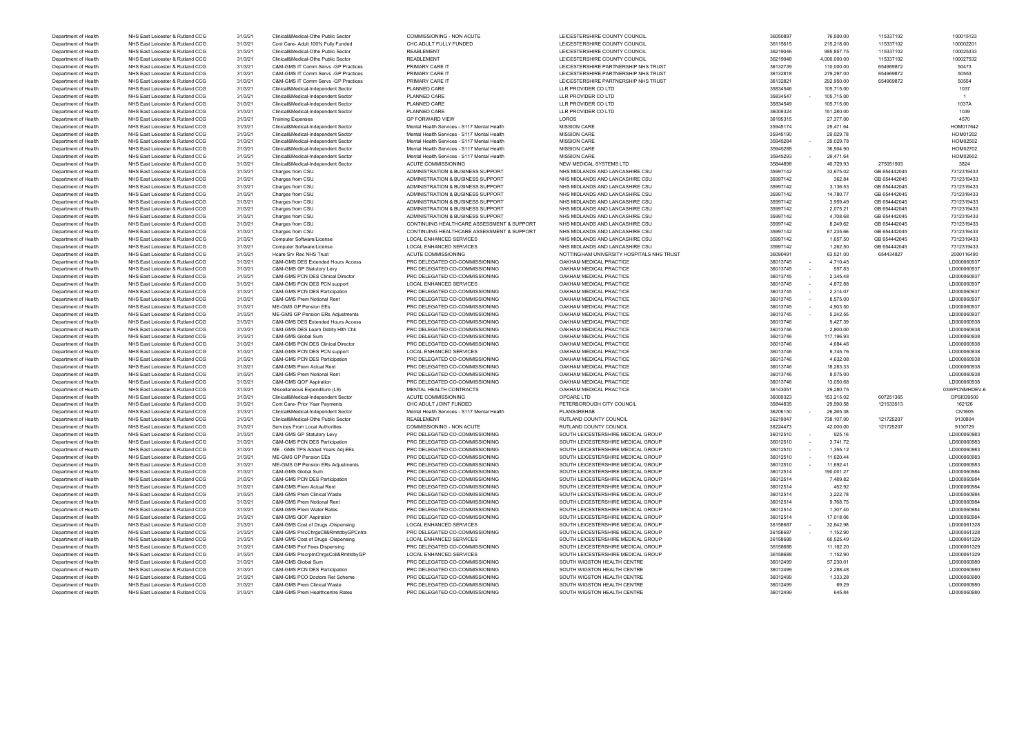| | | | | | | | | | |
|---|---|---|---|---|---|---|---|---|---|
| Department of Health | NHS East Leicester & Rutland CCG | 31/3/21 | Clinical&Medical-Othe Public Sector | COMMISSIONING - NON ACUTE | LEICESTERSHIRE COUNTY COUNCIL | 36050897 | 76,500.00 | 115337102 | 100015123 |
| Department of Health | NHS East Leicester & Rutland CCG | 31/3/21 | Cont Care- Adult 100% Fully Funded | CHC ADULT FULLY FUNDED | LEICESTERSHIRE COUNTY COUNCIL | 36115615 | 215,218.00 | 115337102 | 100002201 |
| Department of Health | NHS East Leicester & Rutland CCG | 31/3/21 | Clinical&Medical-Othe Public Sector | REABLEMENT | LEICESTERSHIRE COUNTY COUNCIL | 36219046 | 985,857.75 | 115337102 | 100025333 |
| Department of Health | NHS East Leicester & Rutland CCG | 31/3/21 | Clinical&Medical-Othe Public Sector | REABLEMENT | LEICESTERSHIRE COUNTY COUNCIL | 36219048 | 4,000,000.00 | 115337102 | 100027532 |
| Department of Health | NHS East Leicester & Rutland CCG | 31/3/21 | C&M-GMS IT Comm Servs -GP Practices | PRIMARY CARE IT | LEICESTERSHIRE PARTNERSHIP NHS TRUST | 36132739 | 110,000.00 | 654969872 | 50473 |
| Department of Health | NHS East Leicester & Rutland CCG | 31/3/21 | C&M-GMS IT Comm Servs -GP Practices | PRIMARY CARE IT | LEICESTERSHIRE PARTNERSHIP NHS TRUST | 36132818 | 279,297.00 | 654969872 | 50553 |
| Department of Health | NHS East Leicester & Rutland CCG | 31/3/21 | C&M-GMS IT Comm Servs -GP Practices | PRIMARY CARE IT | LEICESTERSHIRE PARTNERSHIP NHS TRUST | 36132821 | 292,950.00 | 654969872 | 50554 |
| Department of Health | NHS East Leicester & Rutland CCG | 31/3/21 | Clinical&Medical-Independent Sector | PLANNED CARE | LLR PROVIDER CO LTD | 35834546 | 105,715.00 | | 1037 |
| Department of Health | NHS East Leicester & Rutland CCG | 31/3/21 | Clinical&Medical-Independent Sector | PLANNED CARE | LLR PROVIDER CO LTD | 35834547 | - 105,715.00 | | 1 |
| Department of Health | NHS East Leicester & Rutland CCG | 31/3/21 | Clinical&Medical-Independent Sector | PLANNED CARE | LLR PROVIDER CO LTD | 35834549 | 105,715.00 | | 1037A |
| Department of Health | NHS East Leicester & Rutland CCG | 31/3/21 | Clinical&Medical-Independent Sector | PLANNED CARE | LLR PROVIDER CO LTD | 36009324 | 151,280.00 | | 1039 |
| Department of Health | NHS East Leicester & Rutland CCG | 31/3/21 | Training Expenses | GP FORWARD VIEW | LOROS | 36195315 | 27,377.00 | | 4570 |
| Department of Health | NHS East Leicester & Rutland CCG | 31/3/21 | Clinical&Medical-Independent Sector | Mental Health Services - S117 Mental Health | MISSION CARE | 35945174 | 29,471.64 | | HOM017642 |
| Department of Health | NHS East Leicester & Rutland CCG | 31/3/21 | Clinical&Medical-Independent Sector | Mental Health Services - S117 Mental Health | MISSION CARE | 35945190 | 29,029.78 | | HOM01202 |
| Department of Health | NHS East Leicester & Rutland CCG | 31/3/21 | Clinical&Medical-Independent Sector | Mental Health Services - S117 Mental Health | MISSION CARE | 35945284 | - 29,029.78 | | HOM02502 |
| Department of Health | NHS East Leicester & Rutland CCG | 31/3/21 | Clinical&Medical-Independent Sector | Mental Health Services - S117 Mental Health | MISSION CARE | 35945288 | 36,904.90 | | HOM02702 |
| Department of Health | NHS East Leicester & Rutland CCG | 31/3/21 | Clinical&Medical-Independent Sector | Mental Health Services - S117 Mental Health | MISSION CARE | 35945293 | - 29,471.64 | | HOM02602 |
| Department of Health | NHS East Leicester & Rutland CCG | 31/3/21 | Clinical&Medical-Independent Sector | ACUTE COMMISSIONING | NEW MEDICAL SYSTEMS LTD | 35844898 | 40,729.93 | 275051903 | 3824 |
| Department of Health | NHS East Leicester & Rutland CCG | 31/3/21 | Charges from CSU | ADMINISTRATION & BUSINESS SUPPORT | NHS MIDLANDS AND LANCASHIRE CSU | 35997142 | 33,675.02 | GB 654442045 | 7312319433 |
| Department of Health | NHS East Leicester & Rutland CCG | 31/3/21 | Charges from CSU | ADMINISTRATION & BUSINESS SUPPORT | NHS MIDLANDS AND LANCASHIRE CSU | 35997142 | 362.84 | GB 654442045 | 7312319433 |
| Department of Health | NHS East Leicester & Rutland CCG | 31/3/21 | Charges from CSU | ADMINISTRATION & BUSINESS SUPPORT | NHS MIDLANDS AND LANCASHIRE CSU | 35997142 | 3,136.53 | GB 654442045 | 7312319433 |
| Department of Health | NHS East Leicester & Rutland CCG | 31/3/21 | Charges from CSU | ADMINISTRATION & BUSINESS SUPPORT | NHS MIDLANDS AND LANCASHIRE CSU | 35997142 | 14,780.77 | GB 654442045 | 7312319433 |
| Department of Health | NHS East Leicester & Rutland CCG | 31/3/21 | Charges from CSU | ADMINISTRATION & BUSINESS SUPPORT | NHS MIDLANDS AND LANCASHIRE CSU | 35997142 | 3,959.49 | GB 654442045 | 7312319433 |
| Department of Health | NHS East Leicester & Rutland CCG | 31/3/21 | Charges from CSU | ADMINISTRATION & BUSINESS SUPPORT | NHS MIDLANDS AND LANCASHIRE CSU | 35997142 | 2,075.21 | GB 654442045 | 7312319433 |
| Department of Health | NHS East Leicester & Rutland CCG | 31/3/21 | Charges from CSU | ADMINISTRATION & BUSINESS SUPPORT | NHS MIDLANDS AND LANCASHIRE CSU | 35997142 | 4,708.68 | GB 654442045 | 7312319433 |
| Department of Health | NHS East Leicester & Rutland CCG | 31/3/21 | Charges from CSU | CONTINUING HEALTHCARE ASSESSMENT & SUPPORT | NHS MIDLANDS AND LANCASHIRE CSU | 35997142 | 8,249.62 | GB 654442045 | 7312319433 |
| Department of Health | NHS East Leicester & Rutland CCG | 31/3/21 | Charges from CSU | CONTINUING HEALTHCARE ASSESSMENT & SUPPORT | NHS MIDLANDS AND LANCASHIRE CSU | 35997142 | 67,235.66 | GB 654442045 | 7312319433 |
| Department of Health | NHS East Leicester & Rutland CCG | 31/3/21 | Computer Software/License | LOCAL ENHANCED SERVICES | NHS MIDLANDS AND LANCASHIRE CSU | 35997142 | 1,657.50 | GB 654442045 | 7312319433 |
| Department of Health | NHS East Leicester & Rutland CCG | 31/3/21 | Computer Software/License | LOCAL ENHANCED SERVICES | NHS MIDLANDS AND LANCASHIRE CSU | 35997142 | 1,262.50 | GB 654442045 | 7312319433 |
| Department of Health | NHS East Leicester & Rutland CCG | 31/3/21 | Hcare Srv Rec NHS Trust | ACUTE COMMISSIONING | NOTTINGHAM UNIVERSITY HOSPITALS NHS TRUST | 36090491 | 63,521.00 | 654434827 | 2000116490 |
| Department of Health | NHS East Leicester & Rutland CCG | 31/3/21 | C&M-GMS DES Extended Hours Access | PRC DELEGATED CO-COMMISSIONING | OAKHAM MEDICAL PRACTICE | 36013745 | - 4,710.45 | | LD000060937 |
| Department of Health | NHS East Leicester & Rutland CCG | 31/3/21 | C&M-GMS GP Statutory Levy | PRC DELEGATED CO-COMMISSIONING | OAKHAM MEDICAL PRACTICE | 36013745 | - 557.83 | | LD000060937 |
| Department of Health | NHS East Leicester & Rutland CCG | 31/3/21 | C&M-GMS PCN DES Clinical Director | PRC DELEGATED CO-COMMISSIONING | OAKHAM MEDICAL PRACTICE | 36013745 | - 2,345.48 | | LD000060937 |
| Department of Health | NHS East Leicester & Rutland CCG | 31/3/21 | C&M-GMS PCN DES PCN support | LOCAL ENHANCED SERVICES | OAKHAM MEDICAL PRACTICE | 36013745 | - 4,872.88 | | LD000060937 |
| Department of Health | NHS East Leicester & Rutland CCG | 31/3/21 | C&M-GMS PCN DES Participation | PRC DELEGATED CO-COMMISSIONING | OAKHAM MEDICAL PRACTICE | 36013745 | - 2,314.07 | | LD000060937 |
| Department of Health | NHS East Leicester & Rutland CCG | 31/3/21 | C&M-GMS Prem Notional Rent | PRC DELEGATED CO-COMMISSIONING | OAKHAM MEDICAL PRACTICE | 36013745 | - 8,575.00 | | LD000060937 |
| Department of Health | NHS East Leicester & Rutland CCG | 31/3/21 | ME-GMS GP Pension EEs | PRC DELEGATED CO-COMMISSIONING | OAKHAM MEDICAL PRACTICE | 36013745 | - 4,903.50 | | LD000060937 |
| Department of Health | NHS East Leicester & Rutland CCG | 31/3/21 | ME-GMS GP Pension ERs Adjustments | PRC DELEGATED CO-COMMISSIONING | OAKHAM MEDICAL PRACTICE | 36013745 | - 5,242.55 | | LD000060937 |
| Department of Health | NHS East Leicester & Rutland CCG | 31/3/21 | C&M-GMS DES Extended Hours Access | PRC DELEGATED CO-COMMISSIONING | OAKHAM MEDICAL PRACTICE | 36013746 | 9,427.39 | | LD000060938 |
| Department of Health | NHS East Leicester & Rutland CCG | 31/3/21 | C&M-GMS DES Learn Dsblty Hlth Chk | PRC DELEGATED CO-COMMISSIONING | OAKHAM MEDICAL PRACTICE | 36013746 | 2,800.00 | | LD000060938 |
| Department of Health | NHS East Leicester & Rutland CCG | 31/3/21 | C&M-GMS Global Sum | PRC DELEGATED CO-COMMISSIONING | OAKHAM MEDICAL PRACTICE | 36013746 | 117,196.93 | | LD000060938 |
| Department of Health | NHS East Leicester & Rutland CCG | 31/3/21 | C&M-GMS PCN DES Clinical Director | PRC DELEGATED CO-COMMISSIONING | OAKHAM MEDICAL PRACTICE | 36013746 | 4,684.46 | | LD000060938 |
| Department of Health | NHS East Leicester & Rutland CCG | 31/3/21 | C&M-GMS PCN DES PCN support | LOCAL ENHANCED SERVICES | OAKHAM MEDICAL PRACTICE | 36013746 | 9,745.76 | | LD000060938 |
| Department of Health | NHS East Leicester & Rutland CCG | 31/3/21 | C&M-GMS PCN DES Participation | PRC DELEGATED CO-COMMISSIONING | OAKHAM MEDICAL PRACTICE | 36013746 | 4,632.08 | | LD000060938 |
| Department of Health | NHS East Leicester & Rutland CCG | 31/3/21 | C&M-GMS Prem Actual Rent | PRC DELEGATED CO-COMMISSIONING | OAKHAM MEDICAL PRACTICE | 36013746 | 18,283.33 | | LD000060938 |
| Department of Health | NHS East Leicester & Rutland CCG | 31/3/21 | C&M-GMS Prem Notional Rent | PRC DELEGATED CO-COMMISSIONING | OAKHAM MEDICAL PRACTICE | 36013746 | 8,575.00 | | LD000060938 |
| Department of Health | NHS East Leicester & Rutland CCG | 31/3/21 | C&M-GMS QOF Aspiration | PRC DELEGATED CO-COMMISSIONING | OAKHAM MEDICAL PRACTICE | 36013746 | 13,050.68 | | LD000060938 |
| Department of Health | NHS East Leicester & Rutland CCG | 31/3/21 | Miscellaneous Expenditure (L9) | MENTAL HEALTH CONTRACTS | OAKHAM MEDICAL PRACTICE | 36143051 | 29,280.75 | | 03WPCNMHDEV-6 |
| Department of Health | NHS East Leicester & Rutland CCG | 31/3/21 | Clinical&Medical-Independent Sector | ACUTE COMMISSIONING | OPCARE LTD | 36009323 | 153,215.02 | 607251365 | OPSI039500 |
| Department of Health | NHS East Leicester & Rutland CCG | 31/3/21 | Cont Care- Prior Year Payments | CHC ADULT JOINT FUNDED | PETERBOROUGH CITY COUNCIL | 35844835 | 29,590.58 | 121533513 | 162126 |
| Department of Health | NHS East Leicester & Rutland CCG | 31/3/21 | Clinical&Medical-Independent Sector | Mental Health Services - S117 Mental Health | PLANS4REHAB | 36206150 | - 26,265.38 | | CN1605 |
| Department of Health | NHS East Leicester & Rutland CCG | 31/3/21 | Clinical&Medical-Othe Public Sector | REABLEMENT | RUTLAND COUNTY COUNCIL | 36219047 | 738,107.00 | 121725207 | 9130804 |
| Department of Health | NHS East Leicester & Rutland CCG | 31/3/21 | Services From Local Authorities | COMMISSIONING - NON ACUTE | RUTLAND COUNTY COUNCIL | 36224473 | 42,000.00 | 121725207 | 9130729 |
| Department of Health | NHS East Leicester & Rutland CCG | 31/3/21 | C&M-GMS GP Statutory Levy | PRC DELEGATED CO-COMMISSIONING | SOUTH LEICESTERSHIRE MEDICAL GROUP | 36012510 | - 925.16 | | LD000060983 |
| Department of Health | NHS East Leicester & Rutland CCG | 31/3/21 | C&M-GMS PCN DES Participation | PRC DELEGATED CO-COMMISSIONING | SOUTH LEICESTERSHIRE MEDICAL GROUP | 36012510 | - 3,741.72 | | LD000060983 |
| Department of Health | NHS East Leicester & Rutland CCG | 31/3/21 | ME - GMS TPS Added Years Adj EEs | PRC DELEGATED CO-COMMISSIONING | SOUTH LEICESTERSHIRE MEDICAL GROUP | 36012510 | - 1,355.12 | | LD000060983 |
| Department of Health | NHS East Leicester & Rutland CCG | 31/3/21 | ME-GMS GP Pension EEs | PRC DELEGATED CO-COMMISSIONING | SOUTH LEICESTERSHIRE MEDICAL GROUP | 36012510 | - 11,620.44 | | LD000060983 |
| Department of Health | NHS East Leicester & Rutland CCG | 31/3/21 | ME-GMS GP Pension ERs Adjustments | PRC DELEGATED CO-COMMISSIONING | SOUTH LEICESTERSHIRE MEDICAL GROUP | 36012510 | - 11,692.41 | | LD000060983 |
| Department of Health | NHS East Leicester & Rutland CCG | 31/3/21 | C&M-GMS Global Sum | PRC DELEGATED CO-COMMISSIONING | SOUTH LEICESTERSHIRE MEDICAL GROUP | 36012514 | 190,001.27 | | LD000060984 |
| Department of Health | NHS East Leicester & Rutland CCG | 31/3/21 | C&M-GMS PCN DES Participation | PRC DELEGATED CO-COMMISSIONING | SOUTH LEICESTERSHIRE MEDICAL GROUP | 36012514 | 7,489.82 | | LD000060984 |
| Department of Health | NHS East Leicester & Rutland CCG | 31/3/21 | C&M-GMS Prem Actual Rent | PRC DELEGATED CO-COMMISSIONING | SOUTH LEICESTERSHIRE MEDICAL GROUP | 36012514 | 452.92 | | LD000060984 |
| Department of Health | NHS East Leicester & Rutland CCG | 31/3/21 | C&M-GMS Prem Clinical Waste | PRC DELEGATED CO-COMMISSIONING | SOUTH LEICESTERSHIRE MEDICAL GROUP | 36012514 | 3,222.78 | | LD000060984 |
| Department of Health | NHS East Leicester & Rutland CCG | 31/3/21 | C&M-GMS Prem Notional Rent | PRC DELEGATED CO-COMMISSIONING | SOUTH LEICESTERSHIRE MEDICAL GROUP | 36012514 | 9,768.75 | | LD000060984 |
| Department of Health | NHS East Leicester & Rutland CCG | 31/3/21 | C&M-GMS Prem Water Rates | PRC DELEGATED CO-COMMISSIONING | SOUTH LEICESTERSHIRE MEDICAL GROUP | 36012514 | 1,307.40 | | LD000060984 |
| Department of Health | NHS East Leicester & Rutland CCG | 31/3/21 | C&M-GMS QOF Aspiration | PRC DELEGATED CO-COMMISSIONING | SOUTH LEICESTERSHIRE MEDICAL GROUP | 36012514 | 17,018.06 | | LD000060984 |
| Department of Health | NHS East Leicester & Rutland CCG | 31/3/21 | C&M-GMS Cost of Drugs -Dispensing | LOCAL ENHANCED SERVICES | SOUTH LEICESTERSHIRE MEDICAL GROUP | 36158687 | - 32,642.98 | | LD000061328 |
| Department of Health | NHS East Leicester & Rutland CCG | 31/3/21 | C&M-GMS PrscChrgsCll&RmttdbyGPCntra | PRC DELEGATED CO-COMMISSIONING | SOUTH LEICESTERSHIRE MEDICAL GROUP | 36158687 | - 1,152.90 | | LD000061328 |
| Department of Health | NHS East Leicester & Rutland CCG | 31/3/21 | C&M-GMS Cost of Drugs -Dispensing | LOCAL ENHANCED SERVICES | SOUTH LEICESTERSHIRE MEDICAL GROUP | 36158688 | 60,525.49 | | LD000061329 |
| Department of Health | NHS East Leicester & Rutland CCG | 31/3/21 | C&M-GMS Prof Fees Dispensing | PRC DELEGATED CO-COMMISSIONING | SOUTH LEICESTERSHIRE MEDICAL GROUP | 36158688 | 11,162.20 | | LD000061329 |
| Department of Health | NHS East Leicester & Rutland CCG | 31/3/21 | C&M-GMS PrscrptnChrgsColl&RmttdbyGP | LOCAL ENHANCED SERVICES | SOUTH LEICESTERSHIRE MEDICAL GROUP | 36158688 | 1,152.90 | | LD000061329 |
| Department of Health | NHS East Leicester & Rutland CCG | 31/3/21 | C&M-GMS Global Sum | PRC DELEGATED CO-COMMISSIONING | SOUTH WIGSTON HEALTH CENTRE | 36012499 | 57,230.01 | | LD000060980 |
| Department of Health | NHS East Leicester & Rutland CCG | 31/3/21 | C&M-GMS PCN DES Participation | PRC DELEGATED CO-COMMISSIONING | SOUTH WIGSTON HEALTH CENTRE | 36012499 | 2,288.48 | | LD000060980 |
| Department of Health | NHS East Leicester & Rutland CCG | 31/3/21 | C&M-GMS PCO Doctors Ret Scheme | PRC DELEGATED CO-COMMISSIONING | SOUTH WIGSTON HEALTH CENTRE | 36012499 | 1,333.28 | | LD000060980 |
| Department of Health | NHS East Leicester & Rutland CCG | 31/3/21 | C&M-GMS Prem Clinical Waste | PRC DELEGATED CO-COMMISSIONING | SOUTH WIGSTON HEALTH CENTRE | 36012499 | 69.29 | | LD000060980 |
| Department of Health | NHS East Leicester & Rutland CCG | 31/3/21 | C&M-GMS Prem Healthcentre Rates | PRC DELEGATED CO-COMMISSIONING | SOUTH WIGSTON HEALTH CENTRE | 36012499 | 645.84 | | LD000060980 |